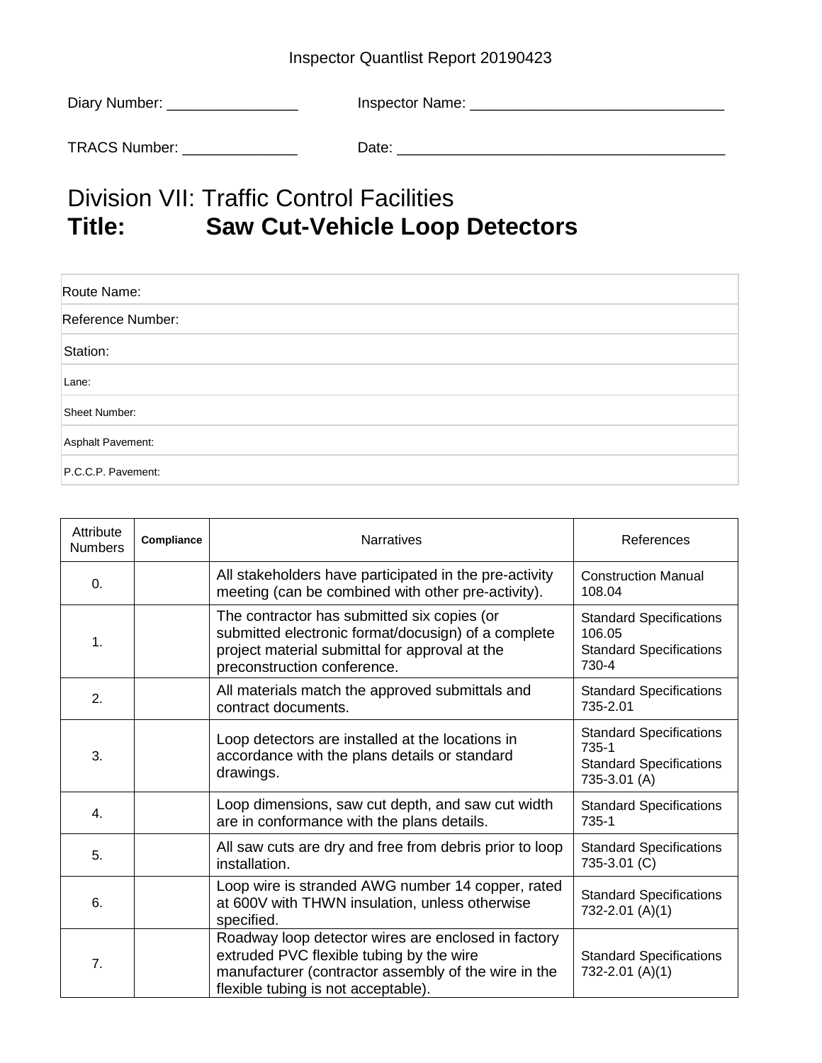Inspector Quantlist Report 20190423

Diary Number: ________________ Inspector Name: _______________________________

TRACS Number: ______________ Date: ________________________________________

# Division VII: Traffic Control Facilities
# Title: Saw Cut-Vehicle Loop Detectors

| Route Name: |
|---|
| Reference Number: |
| Station: |
| Lane: |
| Sheet Number: |
| Asphalt Pavement: |
| P.C.C.P. Pavement: |

| Attribute Numbers | Compliance | Narratives | References |
|---|---|---|---|
| 0. | | All stakeholders have participated in the pre-activity meeting (can be combined with other pre-activity). | Construction Manual 108.04 |
| 1. | | The contractor has submitted six copies (or submitted electronic format/docusign) of a complete project material submittal for approval at the preconstruction conference. | Standard Specifications 106.05<br>Standard Specifications 730-4 |
| 2. | | All materials match the approved submittals and contract documents. | Standard Specifications 735-2.01 |
| 3. | | Loop detectors are installed at the locations in accordance with the plans details or standard drawings. | Standard Specifications 735-1<br>Standard Specifications 735-3.01 (A) |
| 4. | | Loop dimensions, saw cut depth, and saw cut width are in conformance with the plans details. | Standard Specifications 735-1 |
| 5. | | All saw cuts are dry and free from debris prior to loop installation. | Standard Specifications 735-3.01 (C) |
| 6. | | Loop wire is stranded AWG number 14 copper, rated at 600V with THWN insulation, unless otherwise specified. | Standard Specifications 732-2.01 (A)(1) |
| 7. | | Roadway loop detector wires are enclosed in factory extruded PVC flexible tubing by the wire manufacturer (contractor assembly of the wire in the flexible tubing is not acceptable). | Standard Specifications 732-2.01 (A)(1) |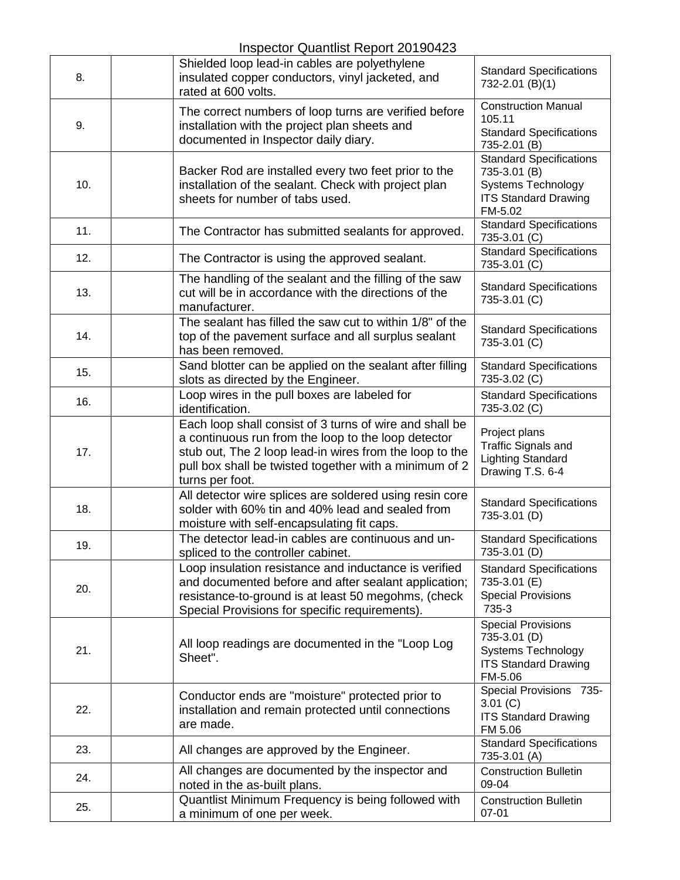Inspector Quantlist Report 20190423

| | | | |
|---|---|---|---|
| 8. | | Shielded loop lead-in cables are polyethylene insulated copper conductors, vinyl jacketed, and rated at 600 volts. | Standard Specifications 732-2.01 (B)(1) |
| 9. | | The correct numbers of loop turns are verified before installation with the project plan sheets and documented in Inspector daily diary. | Construction Manual 105.11<br>Standard Specifications 735-2.01 (B) |
| 10. | | Backer Rod are installed every two feet prior to the installation of the sealant. Check with project plan sheets for number of tabs used. | Standard Specifications 735-3.01 (B)<br>Systems Technology ITS Standard Drawing FM-5.02 |
| 11. | | The Contractor has submitted sealants for approved. | Standard Specifications 735-3.01 (C) |
| 12. | | The Contractor is using the approved sealant. | Standard Specifications 735-3.01 (C) |
| 13. | | The handling of the sealant and the filling of the saw cut will be in accordance with the directions of the manufacturer. | Standard Specifications 735-3.01 (C) |
| 14. | | The sealant has filled the saw cut to within 1/8" of the top of the pavement surface and all surplus sealant has been removed. | Standard Specifications 735-3.01 (C) |
| 15. | | Sand blotter can be applied on the sealant after filling slots as directed by the Engineer. | Standard Specifications 735-3.02 (C) |
| 16. | | Loop wires in the pull boxes are labeled for identification. | Standard Specifications 735-3.02 (C) |
| 17. | | Each loop shall consist of 3 turns of wire and shall be a continuous run from the loop to the loop detector stub out, The 2 loop lead-in wires from the loop to the pull box shall be twisted together with a minimum of 2 turns per foot. | Project plans<br>Traffic Signals and Lighting Standard Drawing T.S. 6-4 |
| 18. | | All detector wire splices are soldered using resin core solder with 60% tin and 40% lead and sealed from moisture with self-encapsulating fit caps. | Standard Specifications 735-3.01 (D) |
| 19. | | The detector lead-in cables are continuous and un-spliced to the controller cabinet. | Standard Specifications 735-3.01 (D) |
| 20. | | Loop insulation resistance and inductance is verified and documented before and after sealant application; resistance-to-ground is at least 50 megohms, (check Special Provisions for specific requirements). | Standard Specifications 735-3.01 (E)<br>Special Provisions 735-3 |
| 21. | | All loop readings are documented in the "Loop Log Sheet". | Special Provisions 735-3.01 (D)<br>Systems Technology ITS Standard Drawing FM-5.06 |
| 22. | | Conductor ends are "moisture" protected prior to installation and remain protected until connections are made. | Special Provisions 735-3.01 (C)<br>ITS Standard Drawing FM 5.06 |
| 23. | | All changes are approved by the Engineer. | Standard Specifications 735-3.01 (A) |
| 24. | | All changes are documented by the inspector and noted in the as-built plans. | Construction Bulletin 09-04 |
| 25. | | Quantlist Minimum Frequency is being followed with a minimum of one per week. | Construction Bulletin 07-01 |